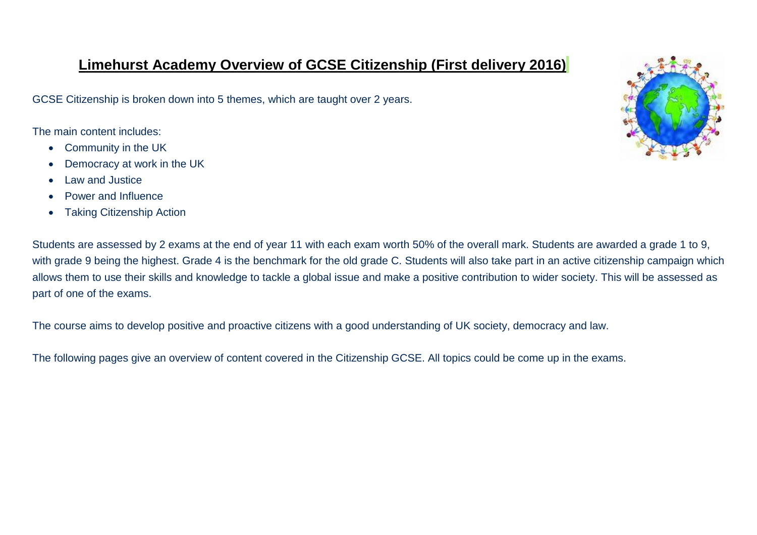# Limehurst Academy Overview of GCSE Citizenship (First delivery 2016)

GCSE Citizenship is broken down into 5 themes, which are taught over 2 years.

The main content includes:

- Community in the UK
- Democracy at work in the UK
- Law and Justice
- Power and Influence
- Taking Citizenship Action

Students are assessed by 2 exams at the end of year 11 with each exam worth 50% of the overall mark. Students are awarded a grade 1 to 9, with grade 9 being the highest. Grade 4 is the benchmark for the old grade C. Students will also take part in an active citizenship campaign which allows them to use their skills and knowledge to tackle a global issue and make a positive contribution to wider society. This will be assessed as part of one of the exams.

The course aims to develop positive and proactive citizens with a good understanding of UK society, democracy and law.

The following pages give an overview of content covered in the Citizenship GCSE. All topics could be come up in the exams.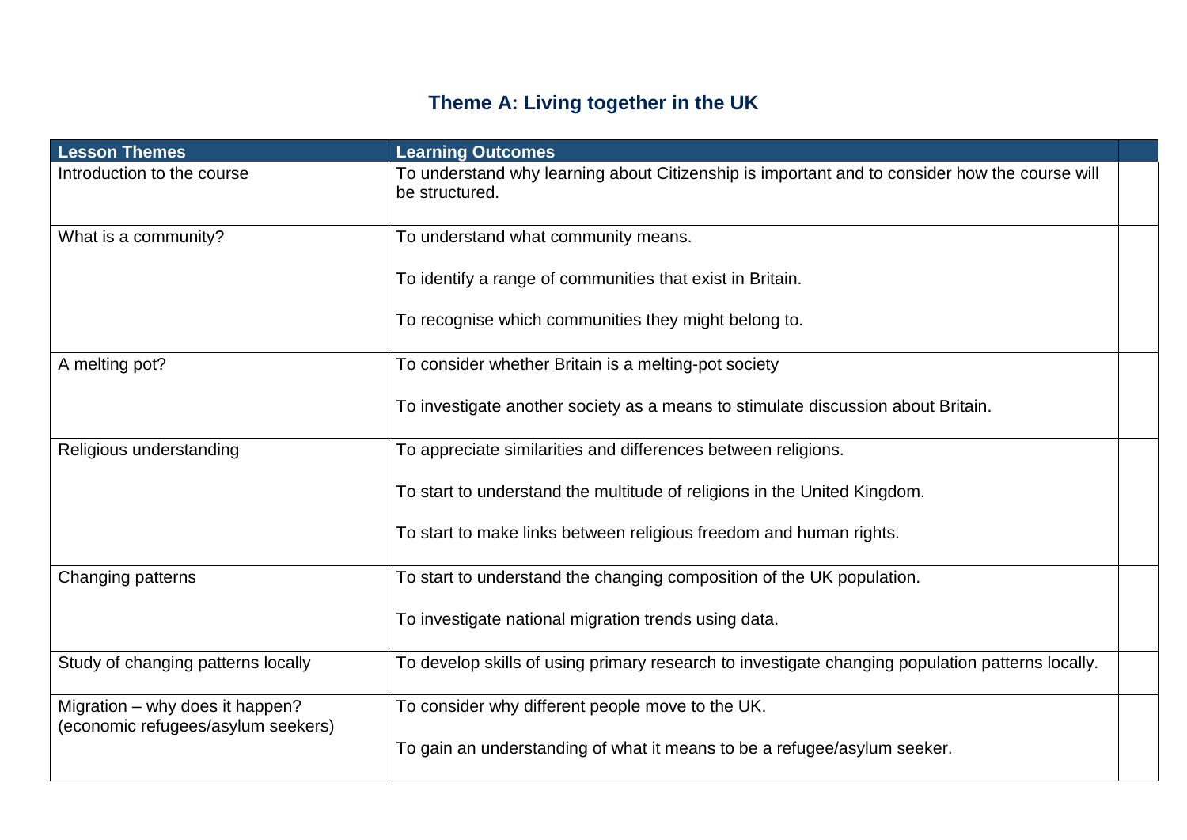# Theme A: Living together in the UK

| Lesson Themes | Learning Outcomes | |
|---|---|---|
| Introduction to the course | To understand why learning about Citizenship is important and to consider how the course will be structured. | |
| What is a community? | To understand what community means.<br><br>To identify a range of communities that exist in Britain.<br><br>To recognise which communities they might belong to. | |
| A melting pot? | To consider whether Britain is a melting-pot society<br><br>To investigate another society as a means to stimulate discussion about Britain. | |
| Religious understanding | To appreciate similarities and differences between religions.<br><br>To start to understand the multitude of religions in the United Kingdom.<br><br>To start to make links between religious freedom and human rights. | |
| Changing patterns | To start to understand the changing composition of the UK population.<br><br>To investigate national migration trends using data. | |
| Study of changing patterns locally | To develop skills of using primary research to investigate changing population patterns locally. | |
| Migration – why does it happen? (economic refugees/asylum seekers) | To consider why different people move to the UK.<br><br>To gain an understanding of what it means to be a refugee/asylum seeker. | |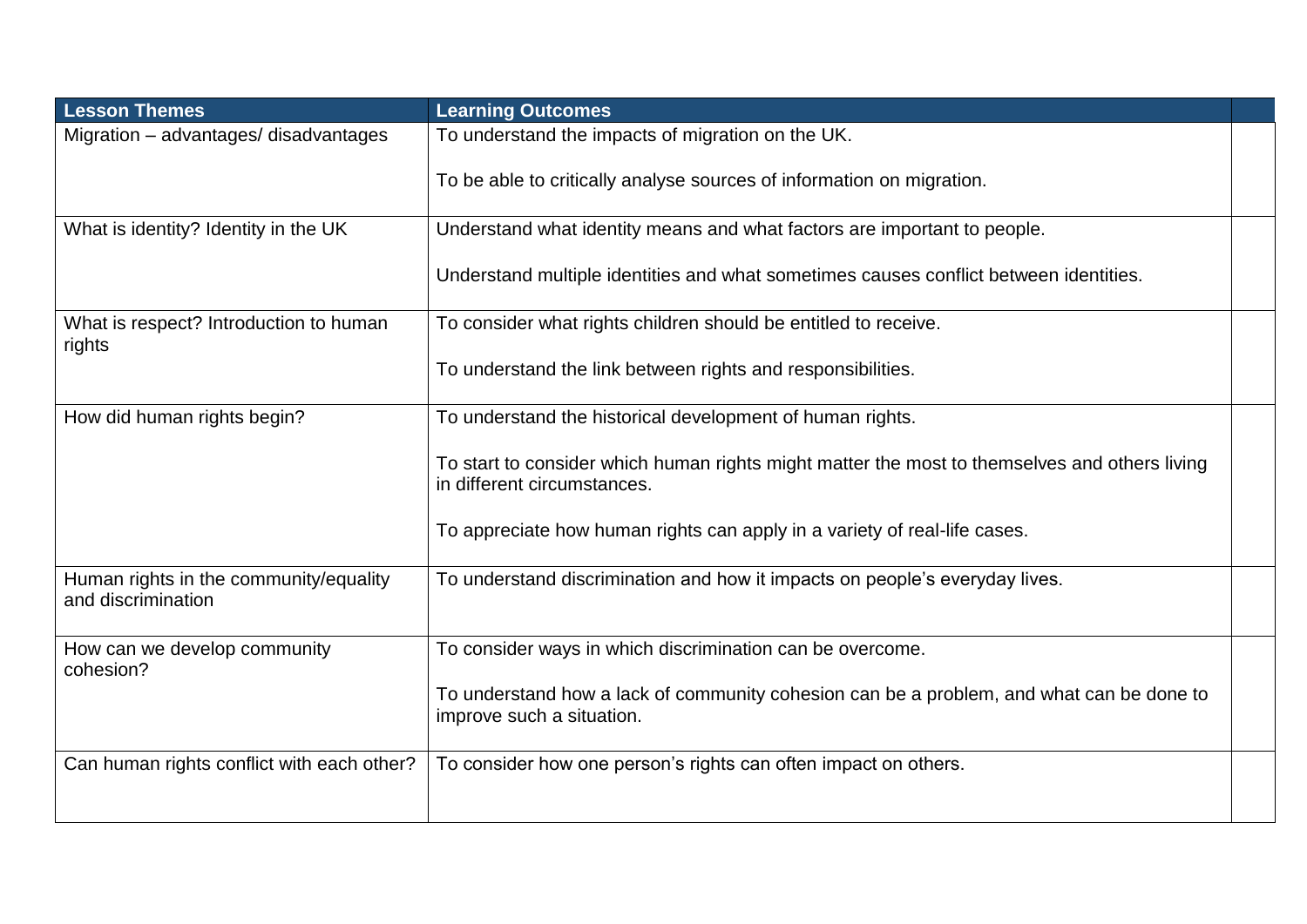| Lesson Themes | Learning Outcomes | |
|---|---|---|
| Migration – advantages/ disadvantages | To understand the impacts of migration on the UK.<br><br>To be able to critically analyse sources of information on migration. | |
| What is identity? Identity in the UK | Understand what identity means and what factors are important to people.<br><br>Understand multiple identities and what sometimes causes conflict between identities. | |
| What is respect? Introduction to human rights | To consider what rights children should be entitled to receive.<br><br>To understand the link between rights and responsibilities. | |
| How did human rights begin? | To understand the historical development of human rights.<br><br>To start to consider which human rights might matter the most to themselves and others living in different circumstances.<br><br>To appreciate how human rights can apply in a variety of real-life cases. | |
| Human rights in the community/equality and discrimination | To understand discrimination and how it impacts on people's everyday lives. | |
| How can we develop community cohesion? | To consider ways in which discrimination can be overcome.<br><br>To understand how a lack of community cohesion can be a problem, and what can be done to improve such a situation. | |
| Can human rights conflict with each other? | To consider how one person's rights can often impact on others. | |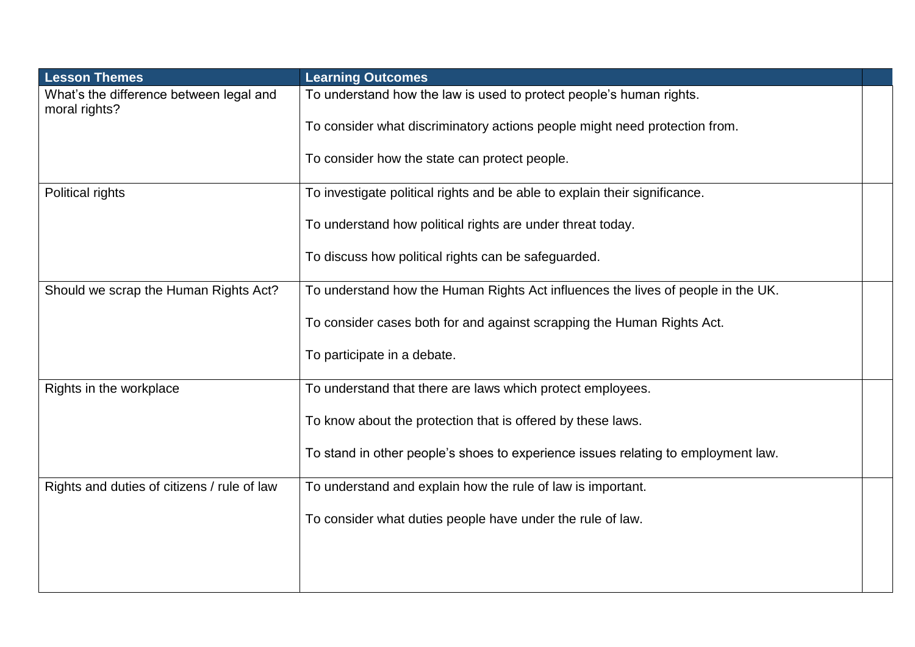| Lesson Themes | Learning Outcomes | |
|---|---|---|
| What's the difference between legal and moral rights? | To understand how the law is used to protect people's human rights.<br><br>To consider what discriminatory actions people might need protection from.<br><br>To consider how the state can protect people. | |
| Political rights | To investigate political rights and be able to explain their significance.<br><br>To understand how political rights are under threat today.<br><br>To discuss how political rights can be safeguarded. | |
| Should we scrap the Human Rights Act? | To understand how the Human Rights Act influences the lives of people in the UK.<br><br>To consider cases both for and against scrapping the Human Rights Act.<br><br>To participate in a debate. | |
| Rights in the workplace | To understand that there are laws which protect employees.<br><br>To know about the protection that is offered by these laws.<br><br>To stand in other people's shoes to experience issues relating to employment law. | |
| Rights and duties of citizens / rule of law | To understand and explain how the rule of law is important.<br><br>To consider what duties people have under the rule of law. | |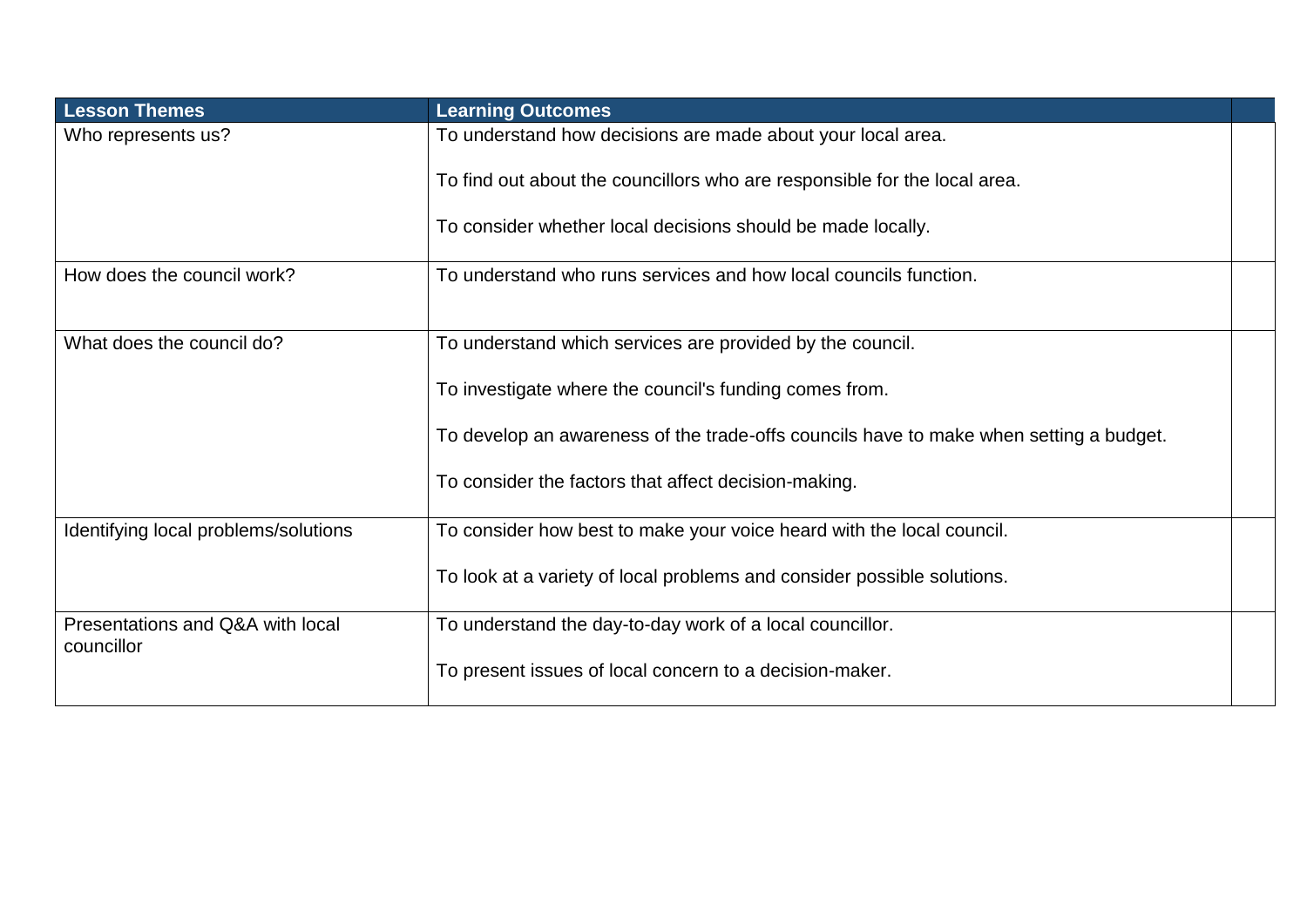| Lesson Themes | Learning Outcomes | |
|---|---|---|
| Who represents us? | To understand how decisions are made about your local area.<br><br>To find out about the councillors who are responsible for the local area.<br><br>To consider whether local decisions should be made locally. | |
| How does the council work? | To understand who runs services and how local councils function. | |
| What does the council do? | To understand which services are provided by the council.<br><br>To investigate where the council's funding comes from.<br><br>To develop an awareness of the trade-offs councils have to make when setting a budget.<br><br>To consider the factors that affect decision-making. | |
| Identifying local problems/solutions | To consider how best to make your voice heard with the local council.<br><br>To look at a variety of local problems and consider possible solutions. | |
| Presentations and Q&A with local councillor | To understand the day-to-day work of a local councillor.<br><br>To present issues of local concern to a decision-maker. | |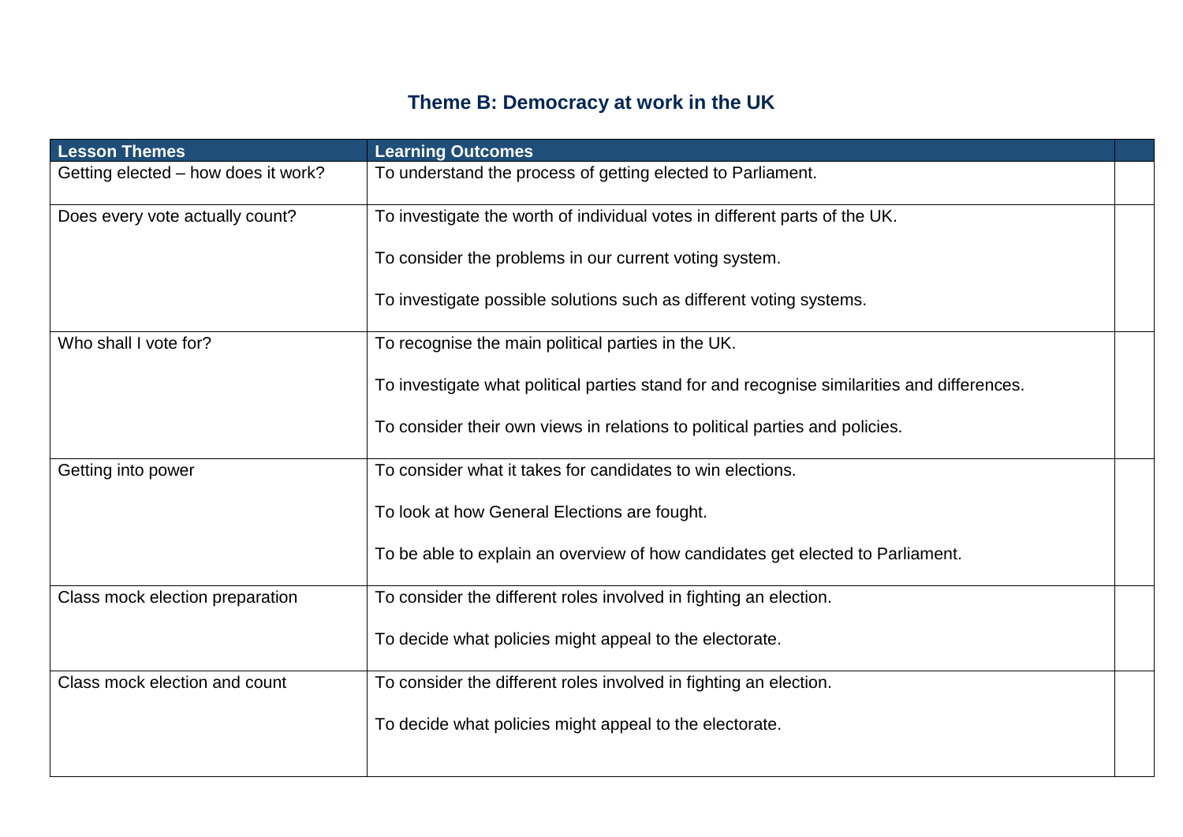# Theme B: Democracy at work in the UK

| Lesson Themes | Learning Outcomes | |
|---|---|---|
| Getting elected – how does it work? | To understand the process of getting elected to Parliament. | |
| Does every vote actually count? | To investigate the worth of individual votes in different parts of the UK.<br><br>To consider the problems in our current voting system.<br><br>To investigate possible solutions such as different voting systems. | |
| Who shall I vote for? | To recognise the main political parties in the UK.<br><br>To investigate what political parties stand for and recognise similarities and differences.<br><br>To consider their own views in relations to political parties and policies. | |
| Getting into power | To consider what it takes for candidates to win elections.<br><br>To look at how General Elections are fought.<br><br>To be able to explain an overview of how candidates get elected to Parliament. | |
| Class mock election preparation | To consider the different roles involved in fighting an election.<br><br>To decide what policies might appeal to the electorate. | |
| Class mock election and count | To consider the different roles involved in fighting an election.<br><br>To decide what policies might appeal to the electorate. | |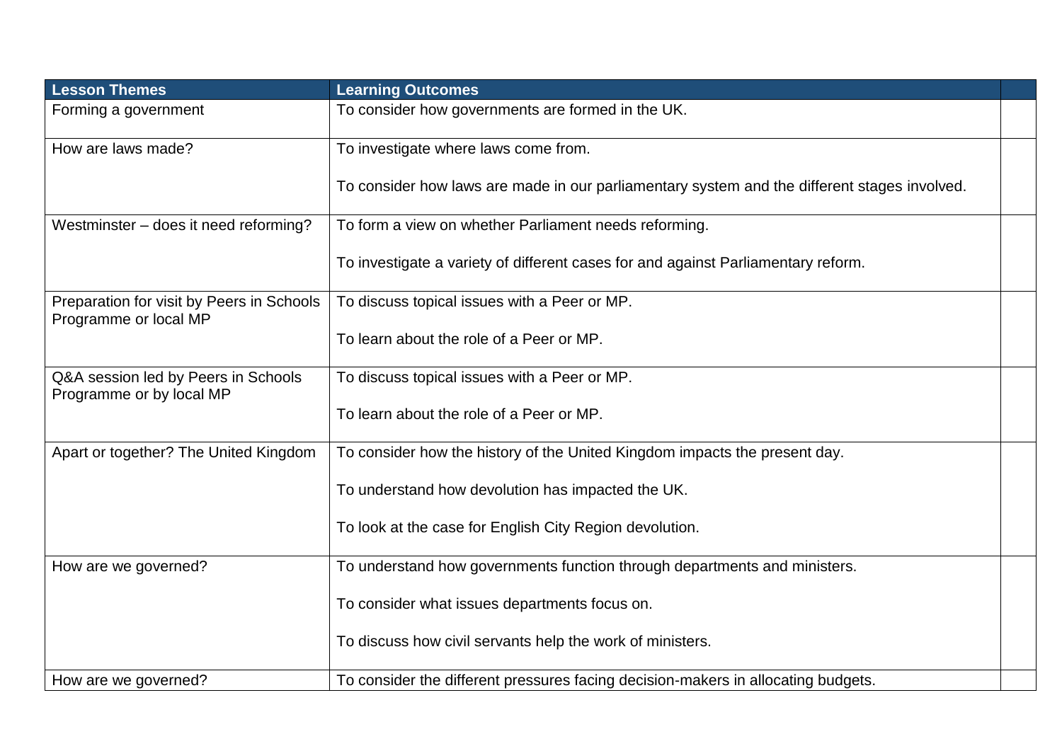| Lesson Themes | Learning Outcomes | |
|---|---|---|
| Forming a government | To consider how governments are formed in the UK. | |
| How are laws made? | To investigate where laws come from.<br><br>To consider how laws are made in our parliamentary system and the different stages involved. | |
| Westminster – does it need reforming? | To form a view on whether Parliament needs reforming.<br><br>To investigate a variety of different cases for and against Parliamentary reform. | |
| Preparation for visit by Peers in Schools Programme or local MP | To discuss topical issues with a Peer or MP.<br><br>To learn about the role of a Peer or MP. | |
| Q&A session led by Peers in Schools Programme or by local MP | To discuss topical issues with a Peer or MP.<br><br>To learn about the role of a Peer or MP. | |
| Apart or together? The United Kingdom | To consider how the history of the United Kingdom impacts the present day.<br><br>To understand how devolution has impacted the UK.<br><br>To look at the case for English City Region devolution. | |
| How are we governed? | To understand how governments function through departments and ministers.<br><br>To consider what issues departments focus on.<br><br>To discuss how civil servants help the work of ministers. | |
| How are we governed? | To consider the different pressures facing decision-makers in allocating budgets. | |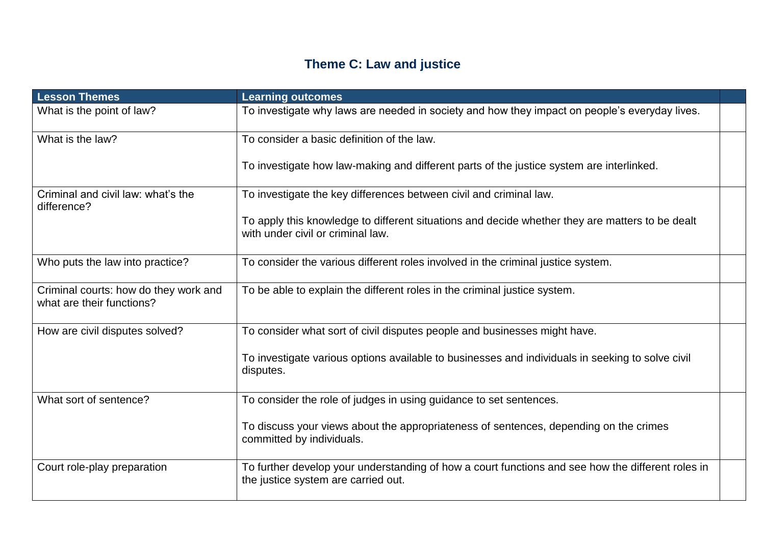## Theme C: Law and justice

| Lesson Themes | Learning outcomes | |
|---|---|---|
| What is the point of law? | To investigate why laws are needed in society and how they impact on people's everyday lives. | |
| What is the law? | To consider a basic definition of the law.<br><br>To investigate how law-making and different parts of the justice system are interlinked. | |
| Criminal and civil law: what's the difference? | To investigate the key differences between civil and criminal law.<br><br>To apply this knowledge to different situations and decide whether they are matters to be dealt with under civil or criminal law. | |
| Who puts the law into practice? | To consider the various different roles involved in the criminal justice system. | |
| Criminal courts: how do they work and what are their functions? | To be able to explain the different roles in the criminal justice system. | |
| How are civil disputes solved? | To consider what sort of civil disputes people and businesses might have.<br><br>To investigate various options available to businesses and individuals in seeking to solve civil disputes. | |
| What sort of sentence? | To consider the role of judges in using guidance to set sentences.<br><br>To discuss your views about the appropriateness of sentences, depending on the crimes committed by individuals. | |
| Court role-play preparation | To further develop your understanding of how a court functions and see how the different roles in the justice system are carried out. | |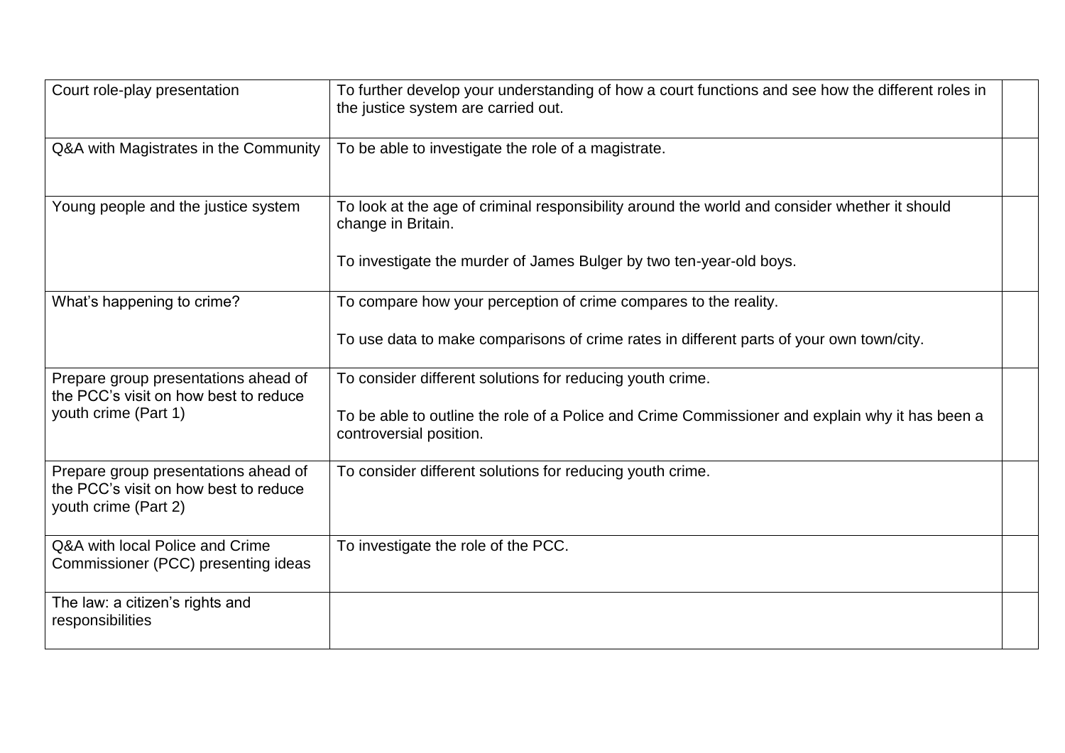| | | |
|---|---|---|
| Court role-play presentation | To further develop your understanding of how a court functions and see how the different roles in the justice system are carried out. | |
| Q&A with Magistrates in the Community | To be able to investigate the role of a magistrate. | |
| Young people and the justice system | To look at the age of criminal responsibility around the world and consider whether it should change in Britain.<br><br>To investigate the murder of James Bulger by two ten-year-old boys. | |
| What's happening to crime? | To compare how your perception of crime compares to the reality.<br><br>To use data to make comparisons of crime rates in different parts of your own town/city. | |
| Prepare group presentations ahead of the PCC's visit on how best to reduce youth crime (Part 1) | To consider different solutions for reducing youth crime.<br><br>To be able to outline the role of a Police and Crime Commissioner and explain why it has been a controversial position. | |
| Prepare group presentations ahead of the PCC's visit on how best to reduce youth crime (Part 2) | To consider different solutions for reducing youth crime. | |
| Q&A with local Police and Crime Commissioner (PCC) presenting ideas | To investigate the role of the PCC. | |
| The law: a citizen's rights and responsibilities | | |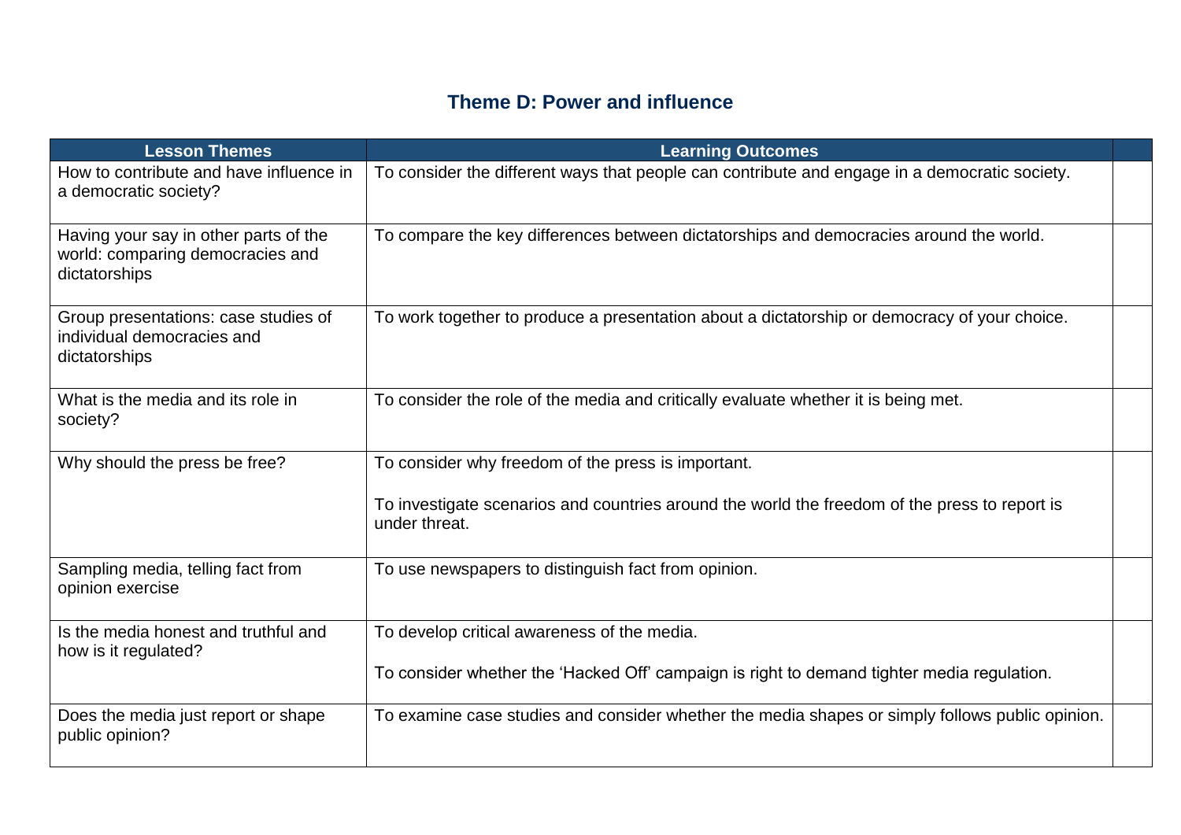## Theme D: Power and influence

| Lesson Themes | Learning Outcomes | |
|---|---|---|
| How to contribute and have influence in a democratic society? | To consider the different ways that people can contribute and engage in a democratic society. | |
| Having your say in other parts of the world: comparing democracies and dictatorships | To compare the key differences between dictatorships and democracies around the world. | |
| Group presentations: case studies of individual democracies and dictatorships | To work together to produce a presentation about a dictatorship or democracy of your choice. | |
| What is the media and its role in society? | To consider the role of the media and critically evaluate whether it is being met. | |
| Why should the press be free? | To consider why freedom of the press is important.<br><br>To investigate scenarios and countries around the world the freedom of the press to report is under threat. | |
| Sampling media, telling fact from opinion exercise | To use newspapers to distinguish fact from opinion. | |
| Is the media honest and truthful and how is it regulated? | To develop critical awareness of the media.<br><br>To consider whether the 'Hacked Off' campaign is right to demand tighter media regulation. | |
| Does the media just report or shape public opinion? | To examine case studies and consider whether the media shapes or simply follows public opinion. | |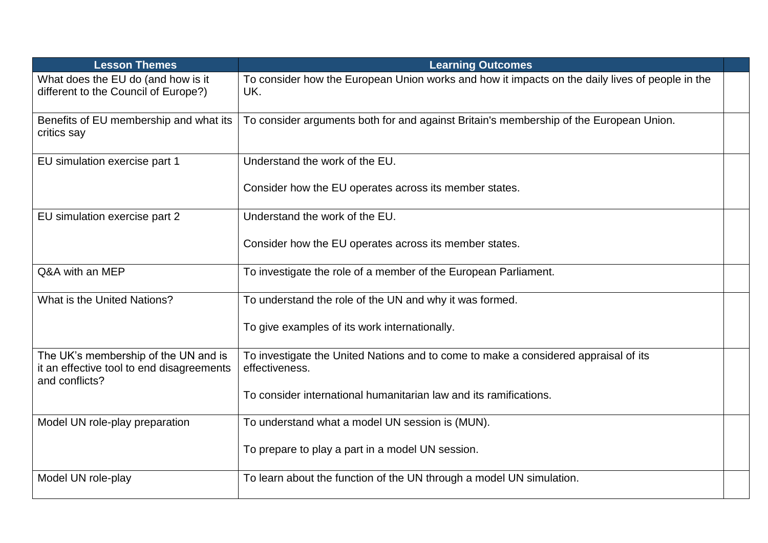| Lesson Themes | Learning Outcomes | |
|---|---|---|
| What does the EU do (and how is it different to the Council of Europe?) | To consider how the European Union works and how it impacts on the daily lives of people in the UK. | |
| Benefits of EU membership and what its critics say | To consider arguments both for and against Britain's membership of the European Union. | |
| EU simulation exercise part 1 | Understand the work of the EU.<br><br>Consider how the EU operates across its member states. | |
| EU simulation exercise part 2 | Understand the work of the EU.<br><br>Consider how the EU operates across its member states. | |
| Q&A with an MEP | To investigate the role of a member of the European Parliament. | |
| What is the United Nations? | To understand the role of the UN and why it was formed.<br><br>To give examples of its work internationally. | |
| The UK's membership of the UN and is it an effective tool to end disagreements and conflicts? | To investigate the United Nations and to come to make a considered appraisal of its effectiveness.<br><br>To consider international humanitarian law and its ramifications. | |
| Model UN role-play preparation | To understand what a model UN session is (MUN).<br><br>To prepare to play a part in a model UN session. | |
| Model UN role-play | To learn about the function of the UN through a model UN simulation. | |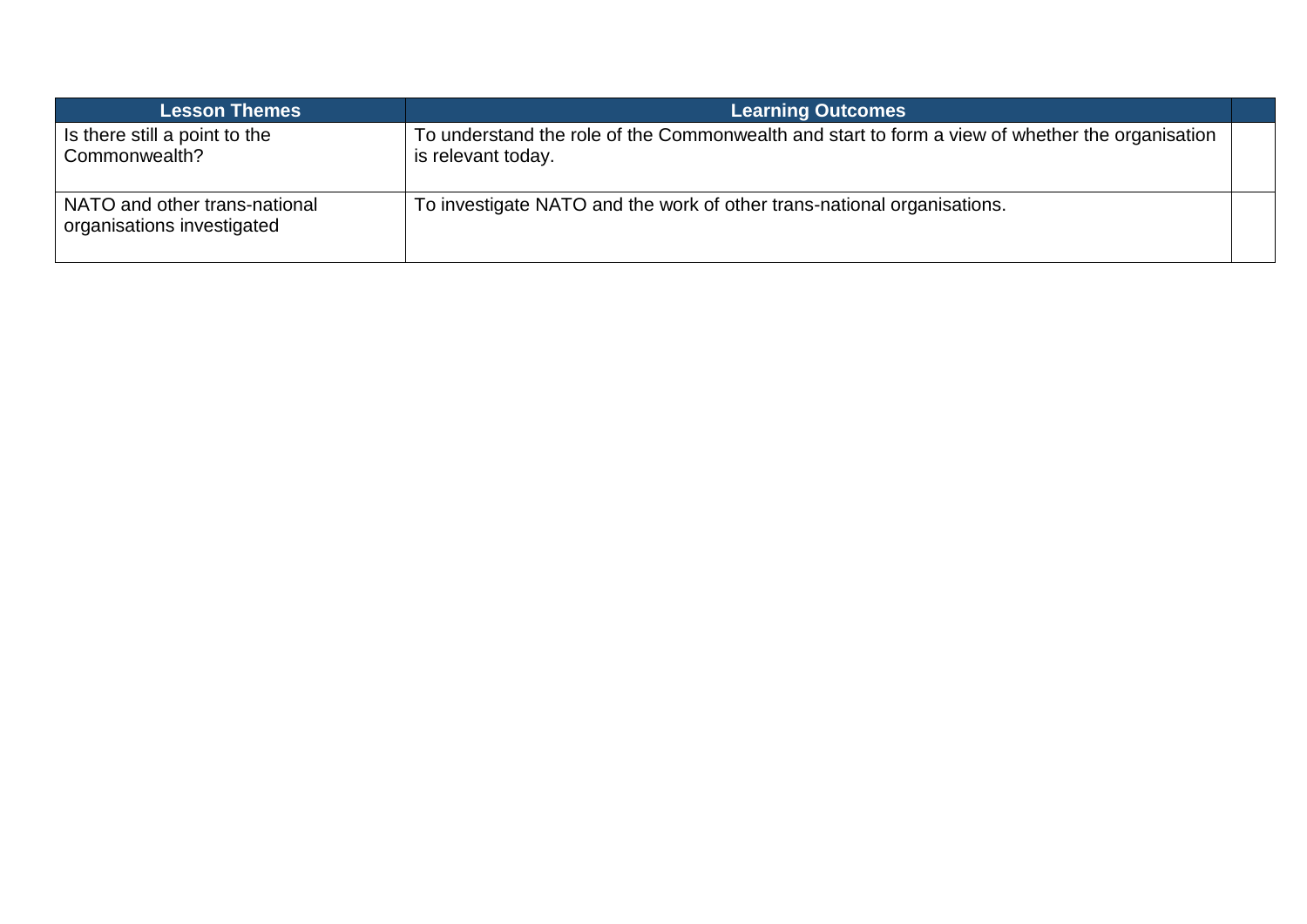| Lesson Themes | Learning Outcomes | |
|---|---|---|
| Is there still a point to the Commonwealth? | To understand the role of the Commonwealth and start to form a view of whether the organisation is relevant today. | |
| NATO and other trans-national organisations investigated | To investigate NATO and the work of other trans-national organisations. | |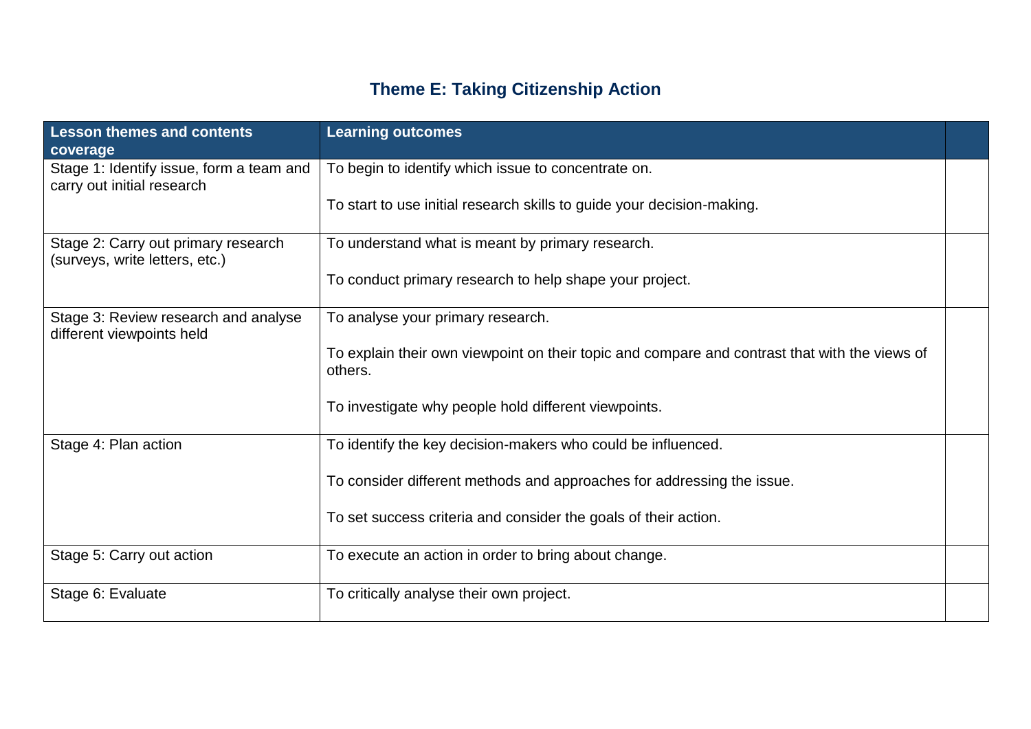## Theme E: Taking Citizenship Action

| Lesson themes and contents coverage | Learning outcomes | |
|---|---|---|
| Stage 1: Identify issue, form a team and carry out initial research | To begin to identify which issue to concentrate on.<br><br>To start to use initial research skills to guide your decision-making. | |
| Stage 2: Carry out primary research (surveys, write letters, etc.) | To understand what is meant by primary research.<br><br>To conduct primary research to help shape your project. | |
| Stage 3: Review research and analyse different viewpoints held | To analyse your primary research.<br><br>To explain their own viewpoint on their topic and compare and contrast that with the views of others.<br><br>To investigate why people hold different viewpoints. | |
| Stage 4: Plan action | To identify the key decision-makers who could be influenced.<br><br>To consider different methods and approaches for addressing the issue.<br><br>To set success criteria and consider the goals of their action. | |
| Stage 5: Carry out action | To execute an action in order to bring about change. | |
| Stage 6: Evaluate | To critically analyse their own project. | |